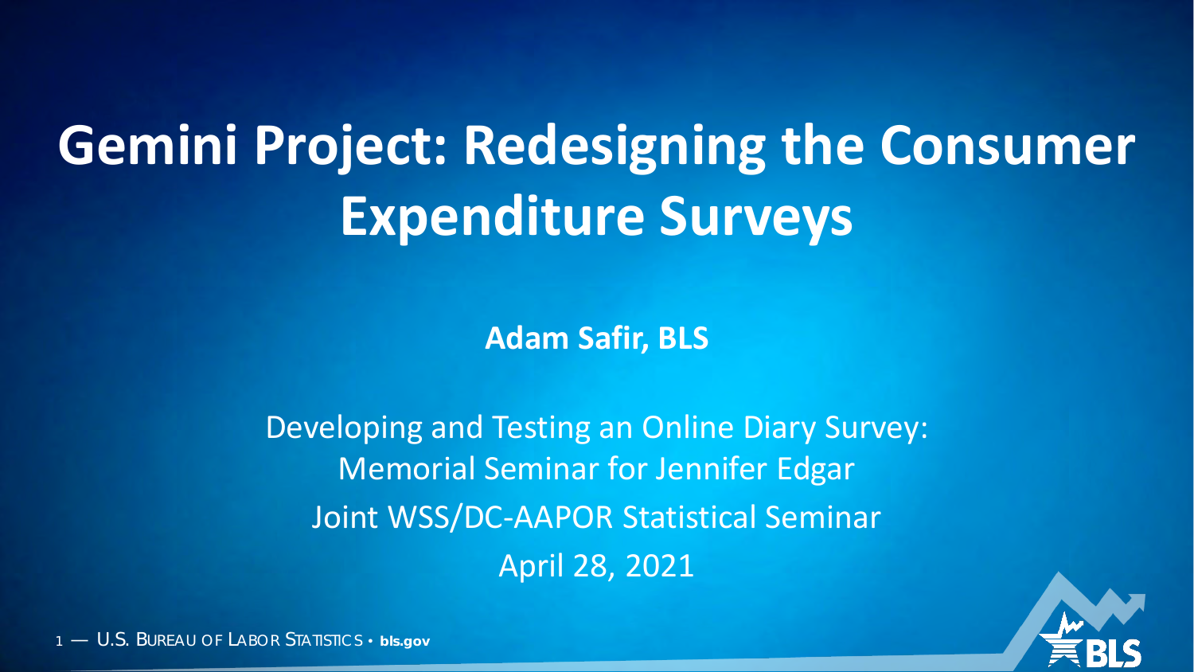# Gemini Project: Redesigning the Consumer Expenditure Surveys

**Adam Safir, BLS**

Developing and Testing an Online Diary Survey:
Memorial Seminar for Jennifer Edgar

Joint WSS/DC-AAPOR Statistical Seminar

April 28, 2021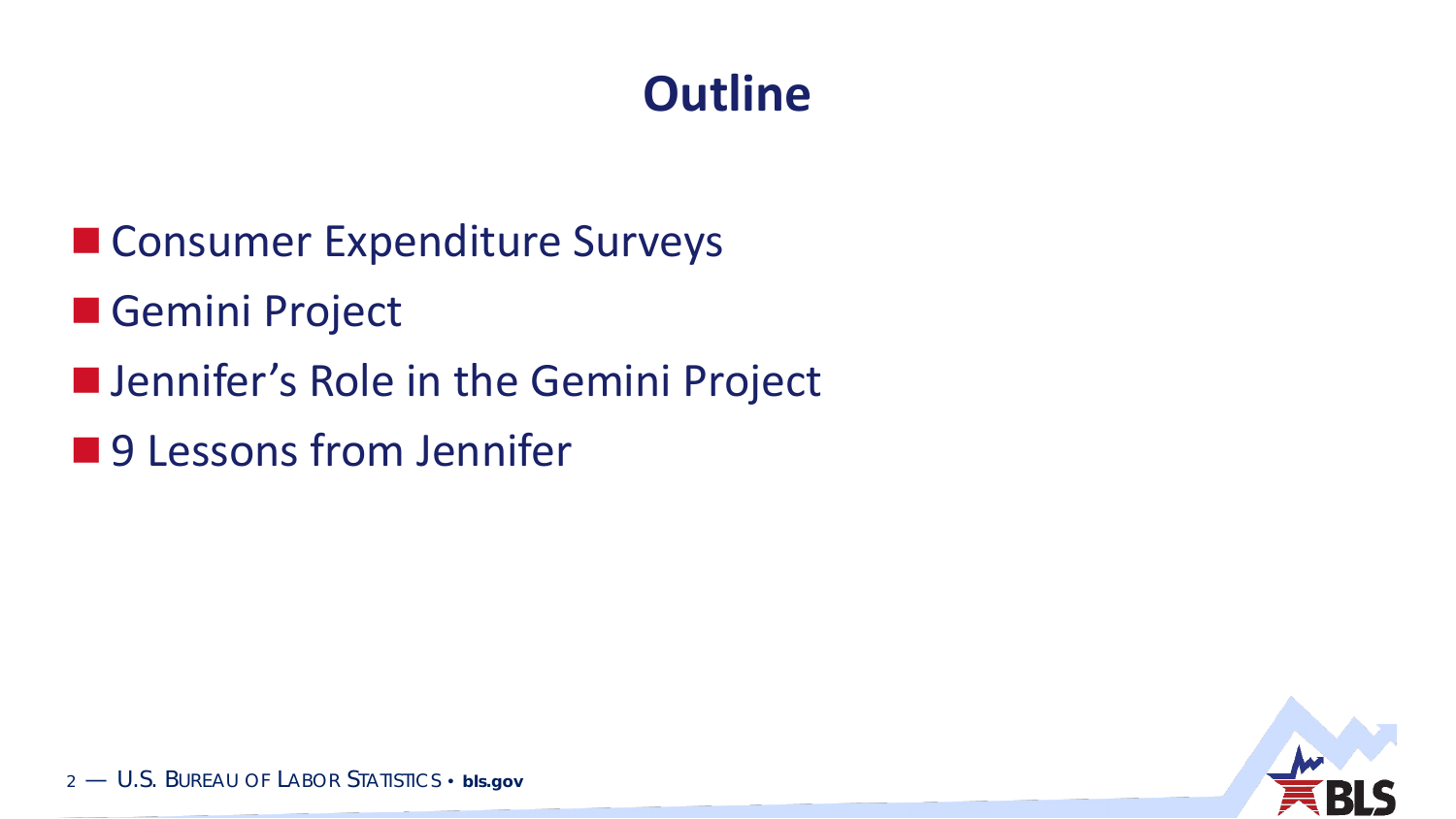# Outline

- Consumer Expenditure Surveys
- Gemini Project
- Jennifer’s Role in the Gemini Project
- 9 Lessons from Jennifer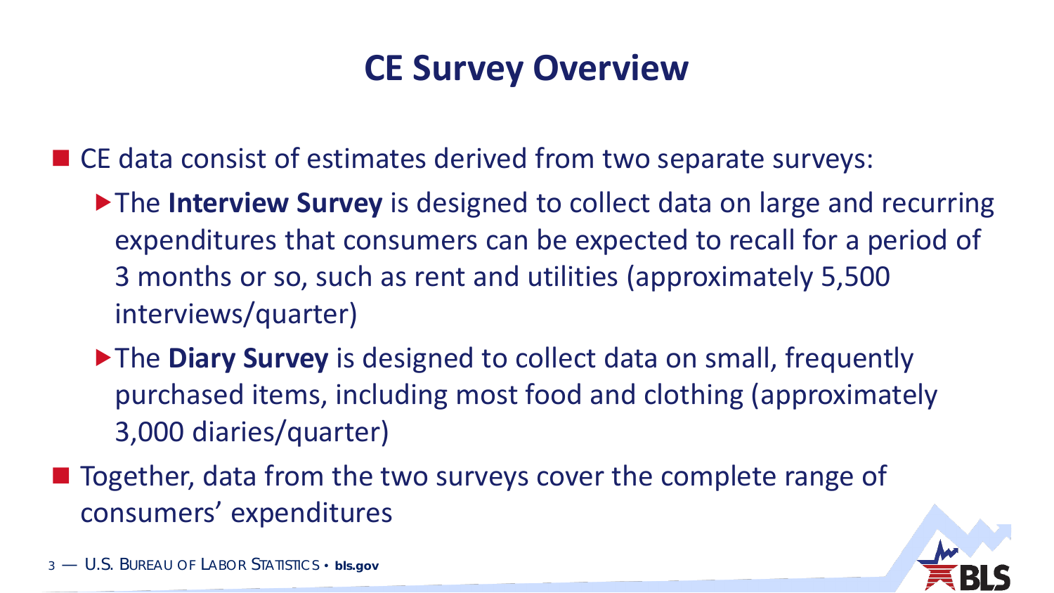# CE Survey Overview

- CE data consist of estimates derived from two separate surveys:
  - The **Interview Survey** is designed to collect data on large and recurring expenditures that consumers can be expected to recall for a period of 3 months or so, such as rent and utilities (approximately 5,500 interviews/quarter)
  - The **Diary Survey** is designed to collect data on small, frequently purchased items, including most food and clothing (approximately 3,000 diaries/quarter)
- Together, data from the two surveys cover the complete range of consumers' expenditures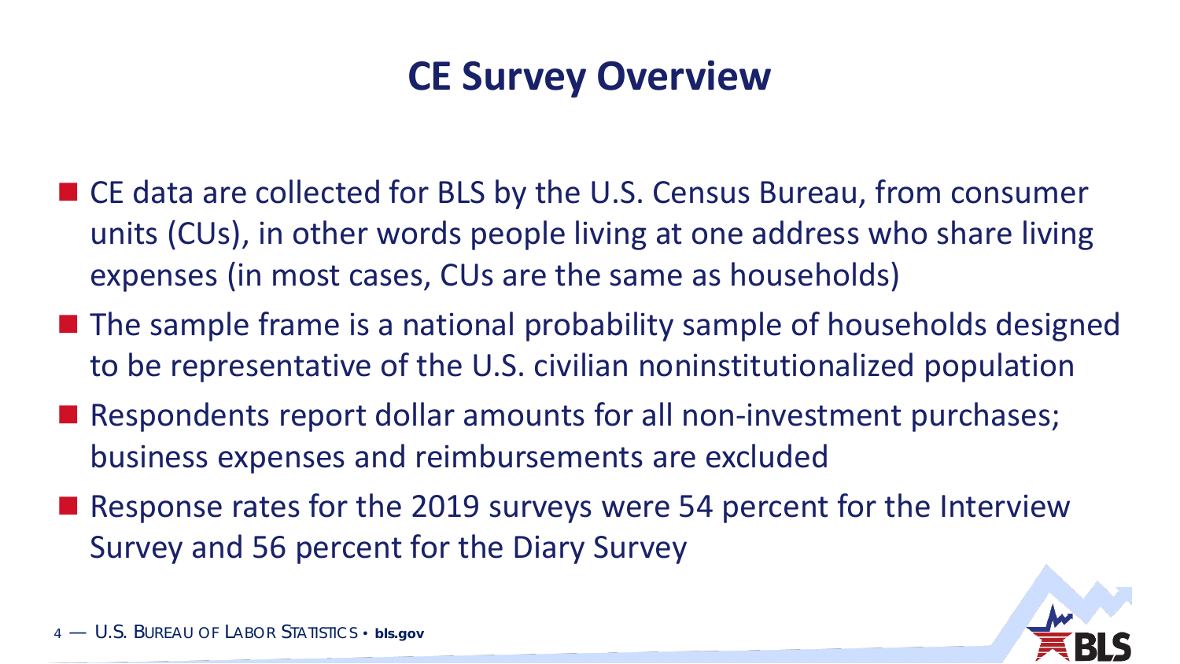# CE Survey Overview

- CE data are collected for BLS by the U.S. Census Bureau, from consumer units (CUs), in other words people living at one address who share living expenses (in most cases, CUs are the same as households)
- The sample frame is a national probability sample of households designed to be representative of the U.S. civilian noninstitutionalized population
- Respondents report dollar amounts for all non-investment purchases; business expenses and reimbursements are excluded
- Response rates for the 2019 surveys were 54 percent for the Interview Survey and 56 percent for the Diary Survey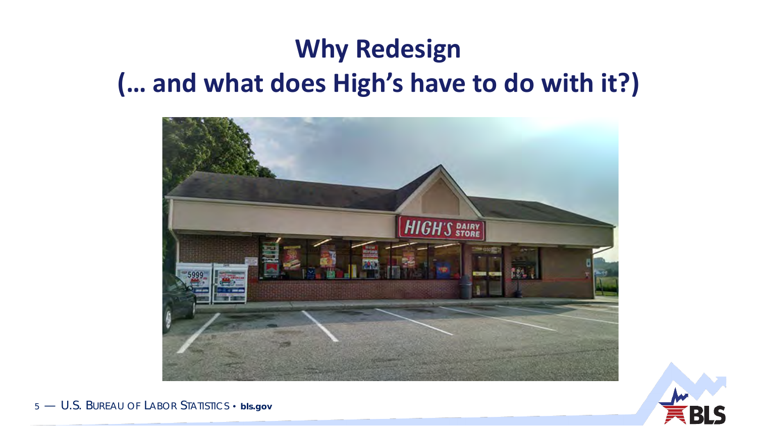# Why Redesign
## (… and what does High's have to do with it?)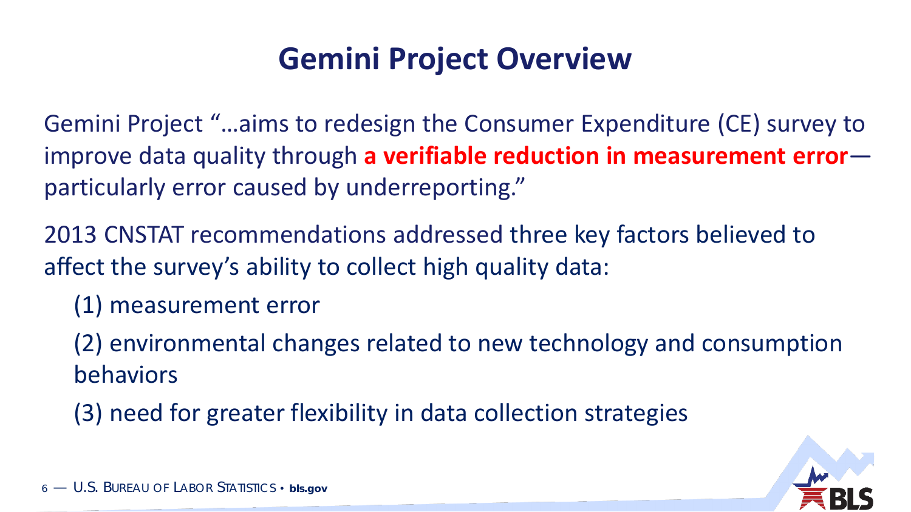# Gemini Project Overview

Gemini Project "…aims to redesign the Consumer Expenditure (CE) survey to improve data quality through **a verifiable reduction in measurement error**—particularly error caused by underreporting."

2013 CNSTAT recommendations addressed three key factors believed to affect the survey's ability to collect high quality data:

(1) measurement error

(2) environmental changes related to new technology and consumption behaviors

(3) need for greater flexibility in data collection strategies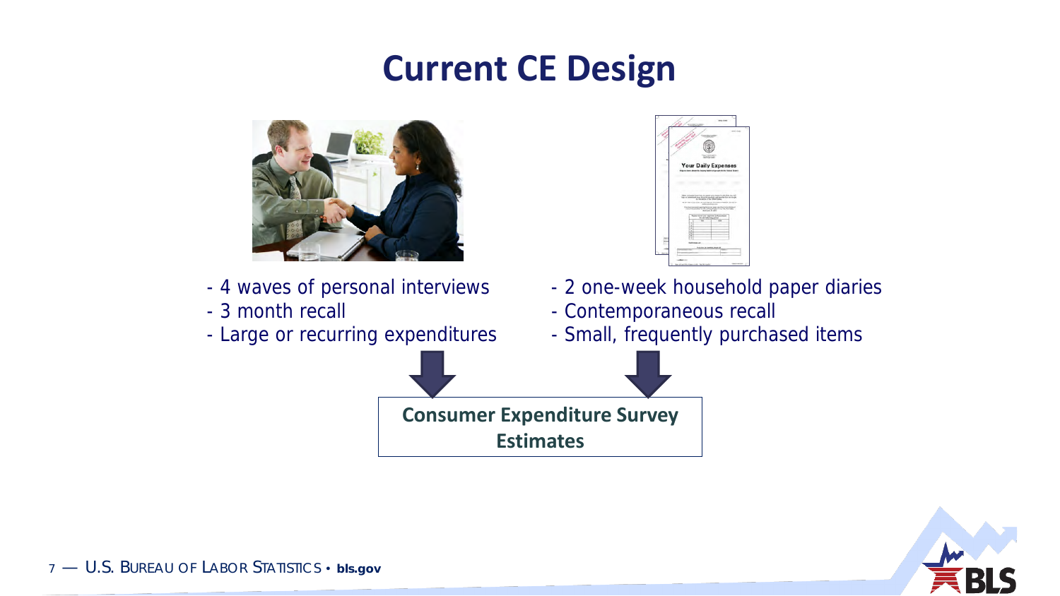# Current CE Design

- 4 waves of personal interviews
- 3 month recall
- Large or recurring expenditures

- 2 one-week household paper diaries
- Contemporaneous recall
- Small, frequently purchased items

**Consumer Expenditure Survey Estimates**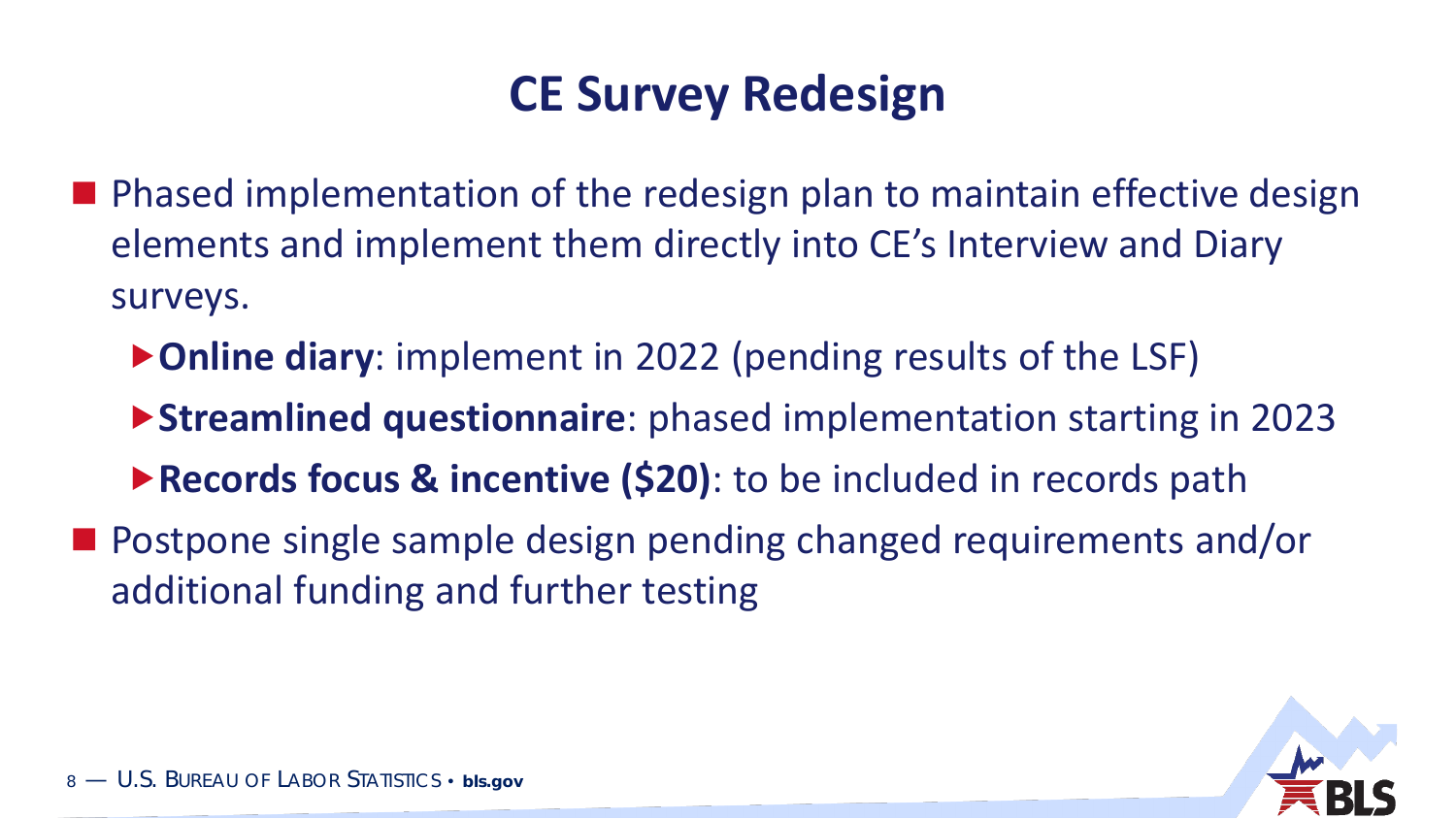# CE Survey Redesign

- Phased implementation of the redesign plan to maintain effective design elements and implement them directly into CE's Interview and Diary surveys.
  - **Online diary**: implement in 2022 (pending results of the LSF)
  - **Streamlined questionnaire**: phased implementation starting in 2023
  - **Records focus & incentive ($20)**: to be included in records path
- Postpone single sample design pending changed requirements and/or additional funding and further testing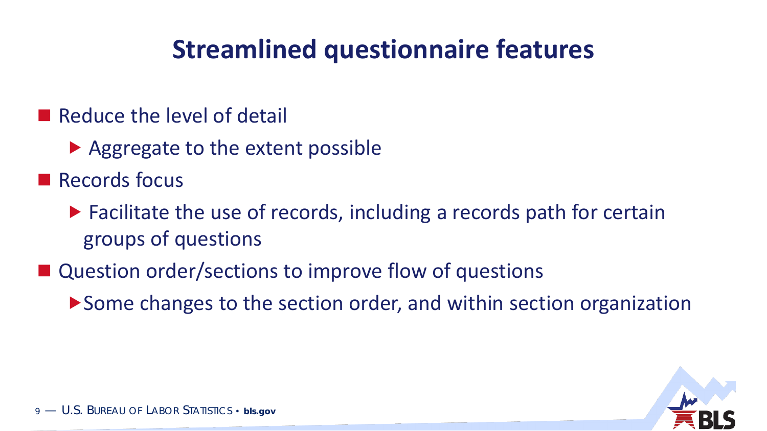# Streamlined questionnaire features

- Reduce the level of detail
  - Aggregate to the extent possible
- Records focus
  - Facilitate the use of records, including a records path for certain groups of questions
- Question order/sections to improve flow of questions
  - Some changes to the section order, and within section organization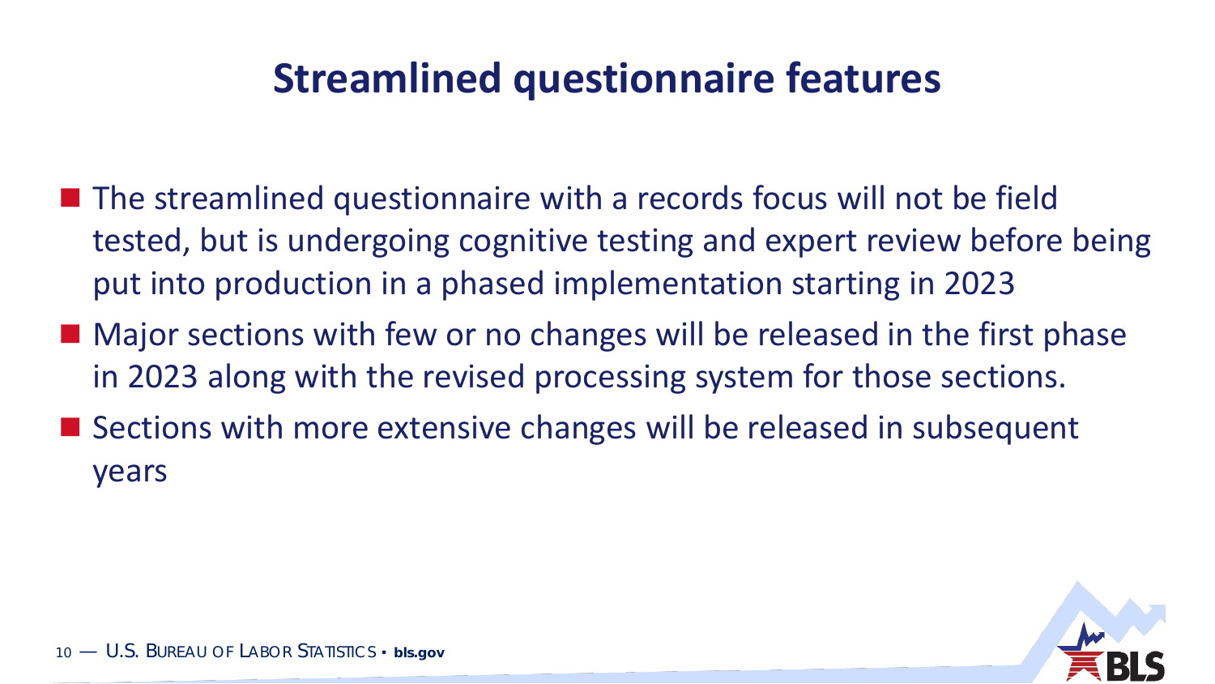# Streamlined questionnaire features

- The streamlined questionnaire with a records focus will not be field tested, but is undergoing cognitive testing and expert review before being put into production in a phased implementation starting in 2023
- Major sections with few or no changes will be released in the first phase in 2023 along with the revised processing system for those sections.
- Sections with more extensive changes will be released in subsequent years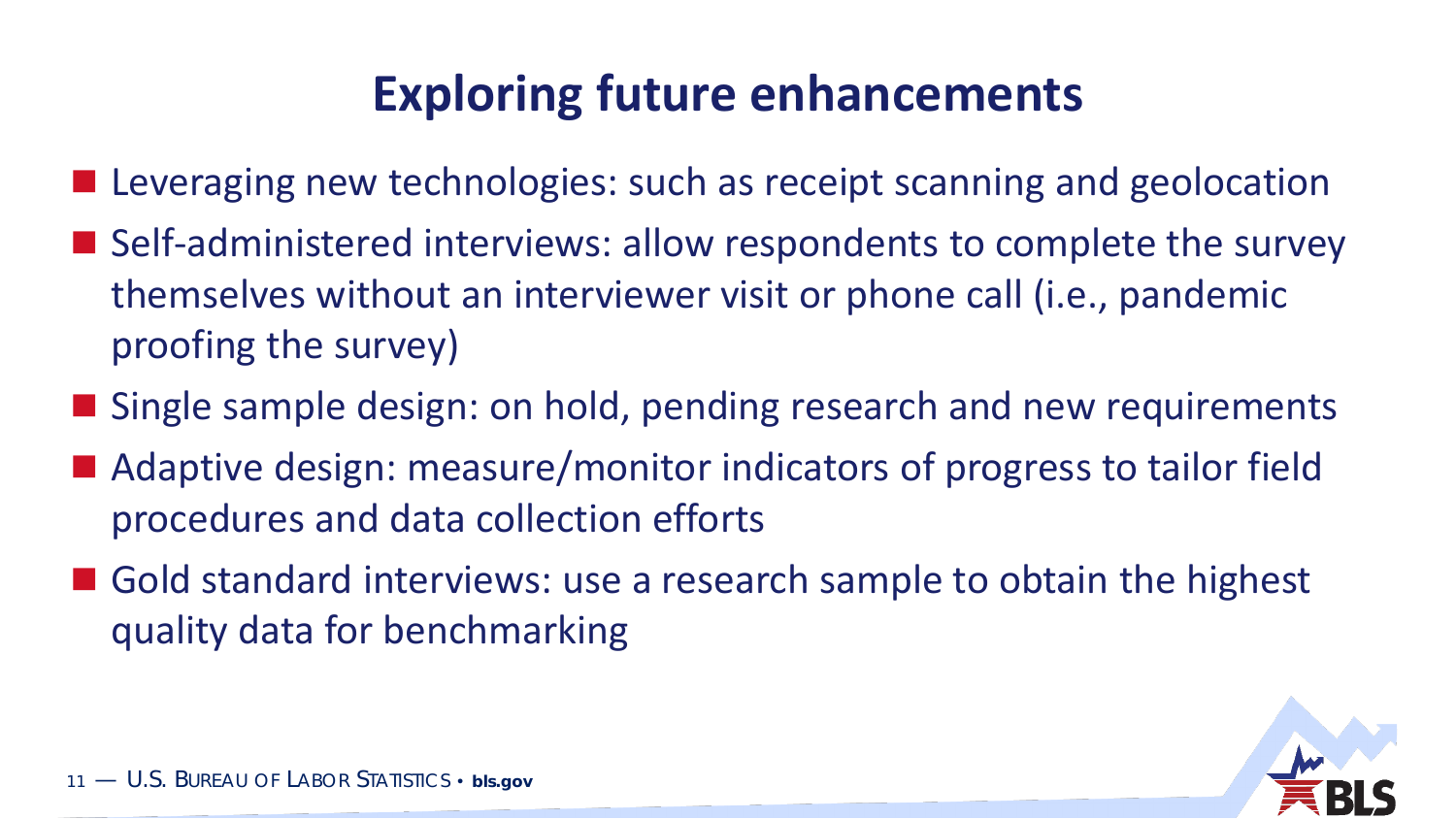# Exploring future enhancements

- Leveraging new technologies: such as receipt scanning and geolocation
- Self-administered interviews: allow respondents to complete the survey themselves without an interviewer visit or phone call (i.e., pandemic proofing the survey)
- Single sample design: on hold, pending research and new requirements
- Adaptive design: measure/monitor indicators of progress to tailor field procedures and data collection efforts
- Gold standard interviews: use a research sample to obtain the highest quality data for benchmarking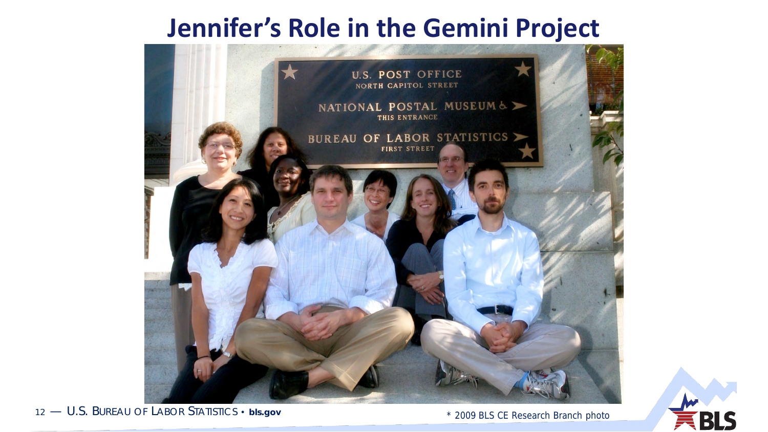# Jennifer's Role in the Gemini Project

* 2009 BLS CE Research Branch photo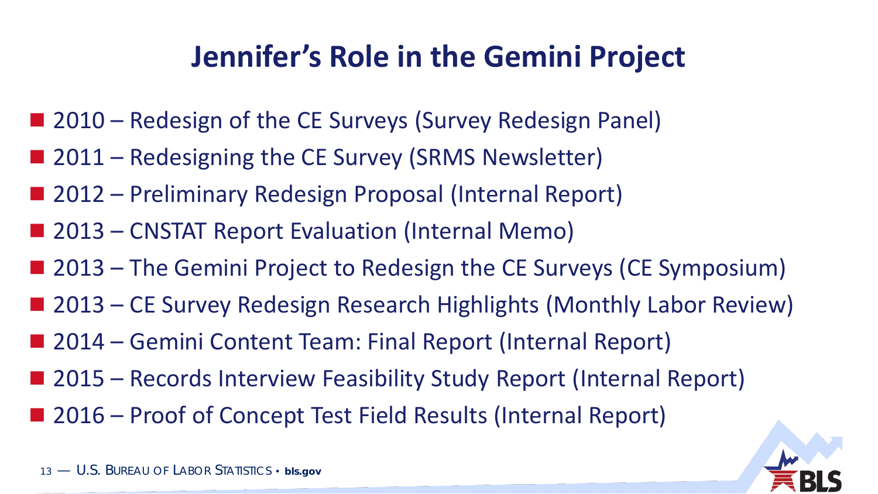# Jennifer's Role in the Gemini Project

- 2010 – Redesign of the CE Surveys (Survey Redesign Panel)
- 2011 – Redesigning the CE Survey (SRMS Newsletter)
- 2012 – Preliminary Redesign Proposal (Internal Report)
- 2013 – CNSTAT Report Evaluation (Internal Memo)
- 2013 – The Gemini Project to Redesign the CE Surveys (CE Symposium)
- 2013 – CE Survey Redesign Research Highlights (Monthly Labor Review)
- 2014 – Gemini Content Team: Final Report (Internal Report)
- 2015 – Records Interview Feasibility Study Report (Internal Report)
- 2016 – Proof of Concept Test Field Results (Internal Report)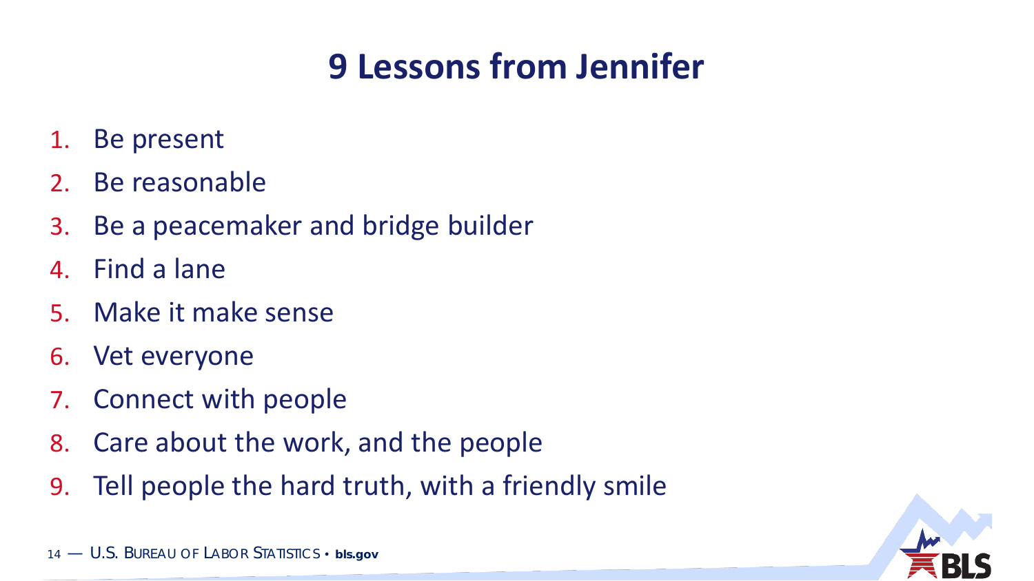# 9 Lessons from Jennifer

1. Be present
2. Be reasonable
3. Be a peacemaker and bridge builder
4. Find a lane
5. Make it make sense
6. Vet everyone
7. Connect with people
8. Care about the work, and the people
9. Tell people the hard truth, with a friendly smile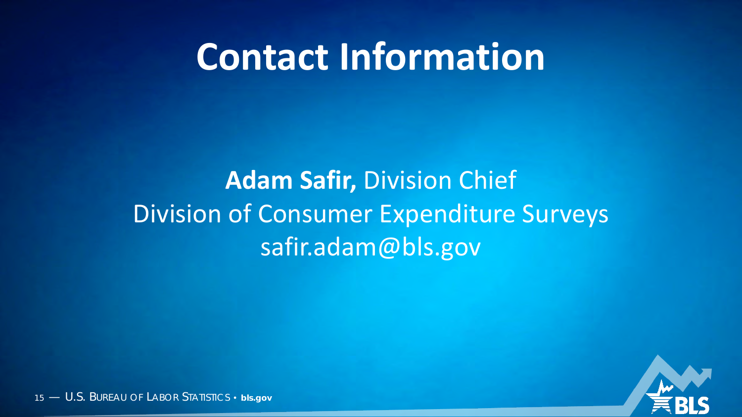# Contact Information

**Adam Safir,** Division Chief
Division of Consumer Expenditure Surveys
safir.adam@bls.gov